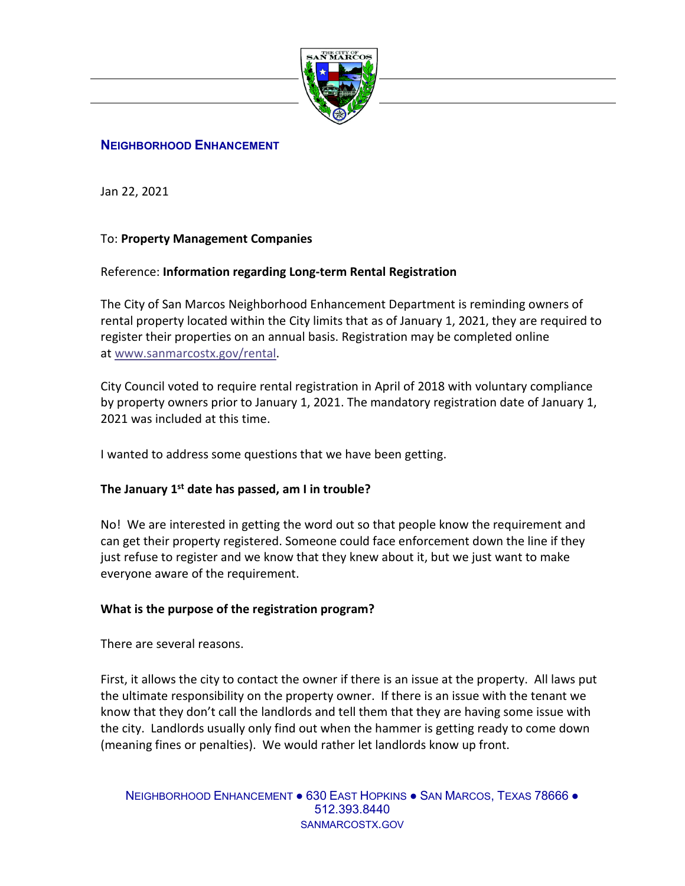## NEIGHBORHOOD ENHANCEMENT

Jan 22, 2021

To: **Property Management Companies**

Reference: **Information regarding Long-term Rental Registration**

The City of San Marcos Neighborhood Enhancement Department is reminding owners of rental property located within the City limits that as of January 1, 2021, they are required to register their properties on an annual basis. Registration may be completed online at www.sanmarcostx.gov/rental.

City Council voted to require rental registration in April of 2018 with voluntary compliance by property owners prior to January 1, 2021. The mandatory registration date of January 1, 2021 was included at this time.

I wanted to address some questions that we have been getting.

**The January 1st date has passed, am I in trouble?**

No! We are interested in getting the word out so that people know the requirement and can get their property registered. Someone could face enforcement down the line if they just refuse to register and we know that they knew about it, but we just want to make everyone aware of the requirement.

**What is the purpose of the registration program?**

There are several reasons.

First, it allows the city to contact the owner if there is an issue at the property. All laws put the ultimate responsibility on the property owner. If there is an issue with the tenant we know that they don't call the landlords and tell them that they are having some issue with the city. Landlords usually only find out when the hammer is getting ready to come down (meaning fines or penalties). We would rather let landlords know up front.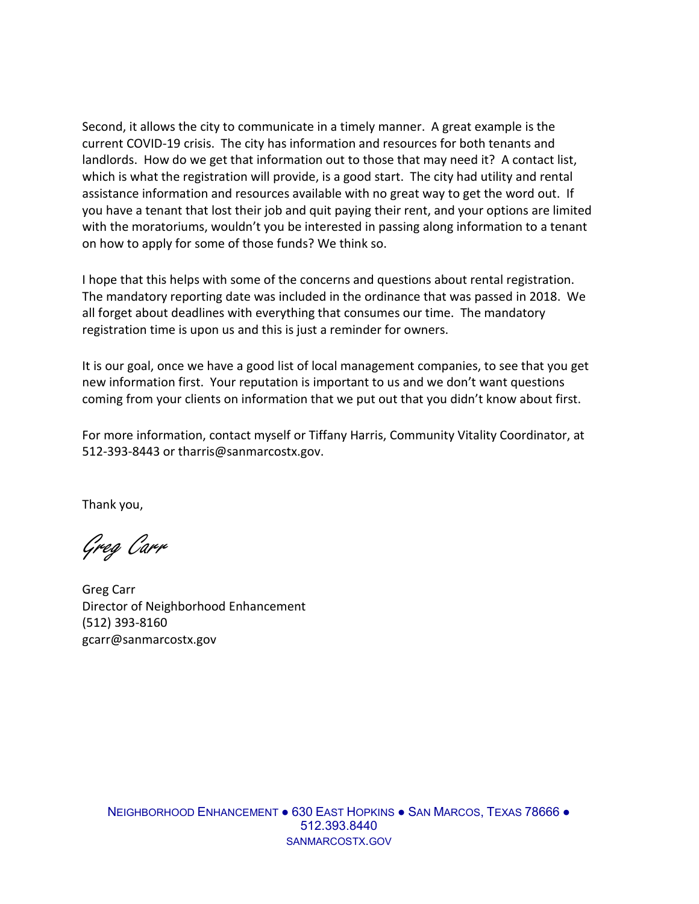Second, it allows the city to communicate in a timely manner. A great example is the current COVID-19 crisis. The city has information and resources for both tenants and landlords. How do we get that information out to those that may need it? A contact list, which is what the registration will provide, is a good start. The city had utility and rental assistance information and resources available with no great way to get the word out. If you have a tenant that lost their job and quit paying their rent, and your options are limited with the moratoriums, wouldn't you be interested in passing along information to a tenant on how to apply for some of those funds? We think so.

I hope that this helps with some of the concerns and questions about rental registration. The mandatory reporting date was included in the ordinance that was passed in 2018. We all forget about deadlines with everything that consumes our time. The mandatory registration time is upon us and this is just a reminder for owners.

It is our goal, once we have a good list of local management companies, to see that you get new information first. Your reputation is important to us and we don't want questions coming from your clients on information that we put out that you didn't know about first.

For more information, contact myself or Tiffany Harris, Community Vitality Coordinator, at 512-393-8443 or tharris@sanmarcostx.gov.

Thank you,

*Greg Carr*

Greg Carr
Director of Neighborhood Enhancement
(512) 393-8160
gcarr@sanmarcostx.gov

NEIGHBORHOOD ENHANCEMENT ● 630 EAST HOPKINS ● SAN MARCOS, TEXAS 78666 ● 512.393.8440
SANMARCOSTX.GOV